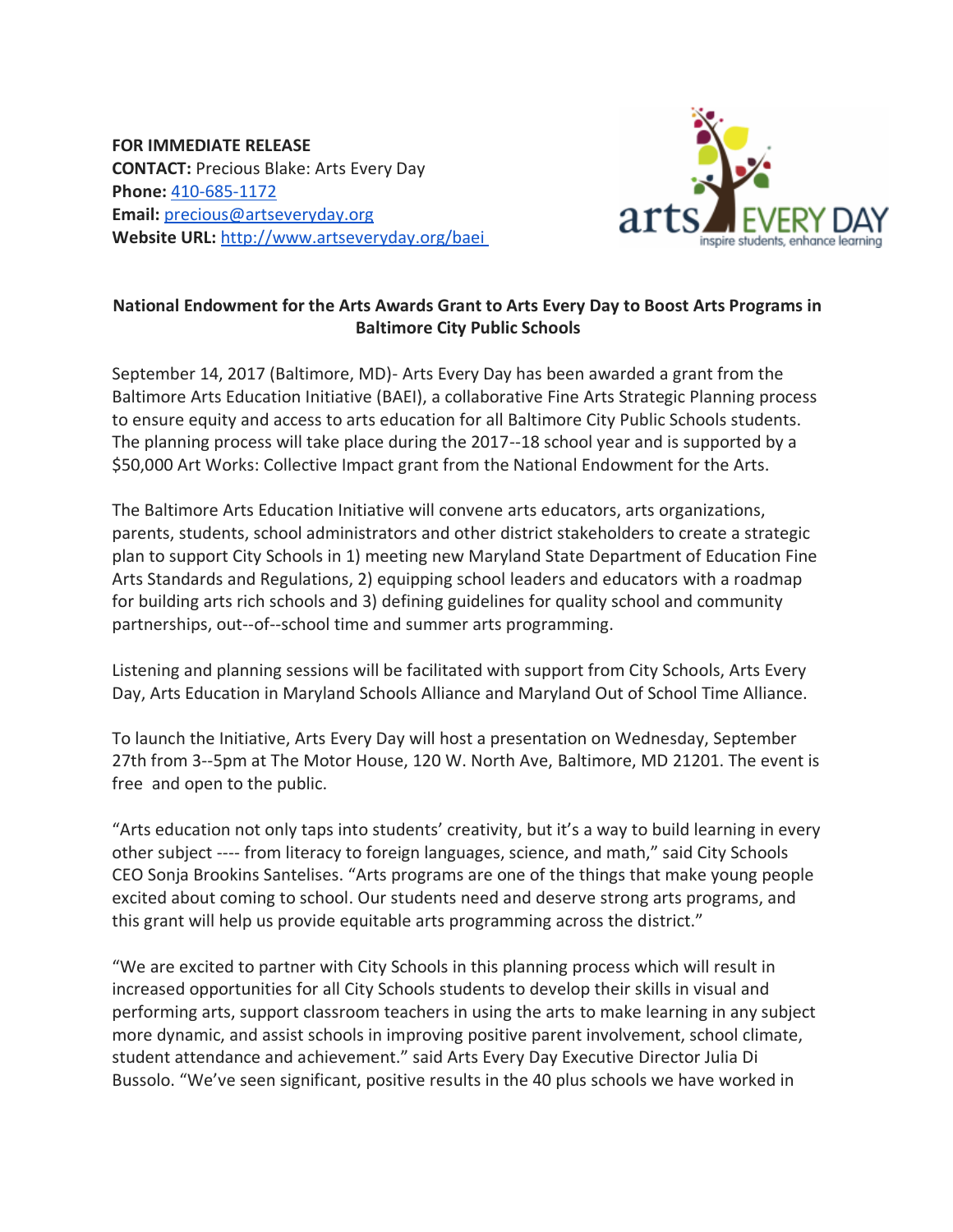**FOR IMMEDIATE RELEASE**
**CONTACT:** Precious Blake: Arts Every Day
**Phone:** 410-685-1172
**Email:** precious@artseveryday.org
**Website URL:** http://www.artseveryday.org/baei

**National Endowment for the Arts Awards Grant to Arts Every Day to Boost Arts Programs in Baltimore City Public Schools**

September 14, 2017 (Baltimore, MD)- Arts Every Day has been awarded a grant from the Baltimore Arts Education Initiative (BAEI), a collaborative Fine Arts Strategic Planning process to ensure equity and access to arts education for all Baltimore City Public Schools students. The planning process will take place during the 2017--18 school year and is supported by a $50,000 Art Works: Collective Impact grant from the National Endowment for the Arts.

The Baltimore Arts Education Initiative will convene arts educators, arts organizations, parents, students, school administrators and other district stakeholders to create a strategic plan to support City Schools in 1) meeting new Maryland State Department of Education Fine Arts Standards and Regulations, 2) equipping school leaders and educators with a roadmap for building arts rich schools and 3) defining guidelines for quality school and community partnerships, out--of--school time and summer arts programming.

Listening and planning sessions will be facilitated with support from City Schools, Arts Every Day, Arts Education in Maryland Schools Alliance and Maryland Out of School Time Alliance.

To launch the Initiative, Arts Every Day will host a presentation on Wednesday, September 27th from 3--5pm at The Motor House, 120 W. North Ave, Baltimore, MD 21201. The event is free and open to the public.

"Arts education not only taps into students' creativity, but it's a way to build learning in every other subject ---- from literacy to foreign languages, science, and math," said City Schools CEO Sonja Brookins Santelises. "Arts programs are one of the things that make young people excited about coming to school. Our students need and deserve strong arts programs, and this grant will help us provide equitable arts programming across the district."

"We are excited to partner with City Schools in this planning process which will result in increased opportunities for all City Schools students to develop their skills in visual and performing arts, support classroom teachers in using the arts to make learning in any subject more dynamic, and assist schools in improving positive parent involvement, school climate, student attendance and achievement." said Arts Every Day Executive Director Julia Di Bussolo. "We've seen significant, positive results in the 40 plus schools we have worked in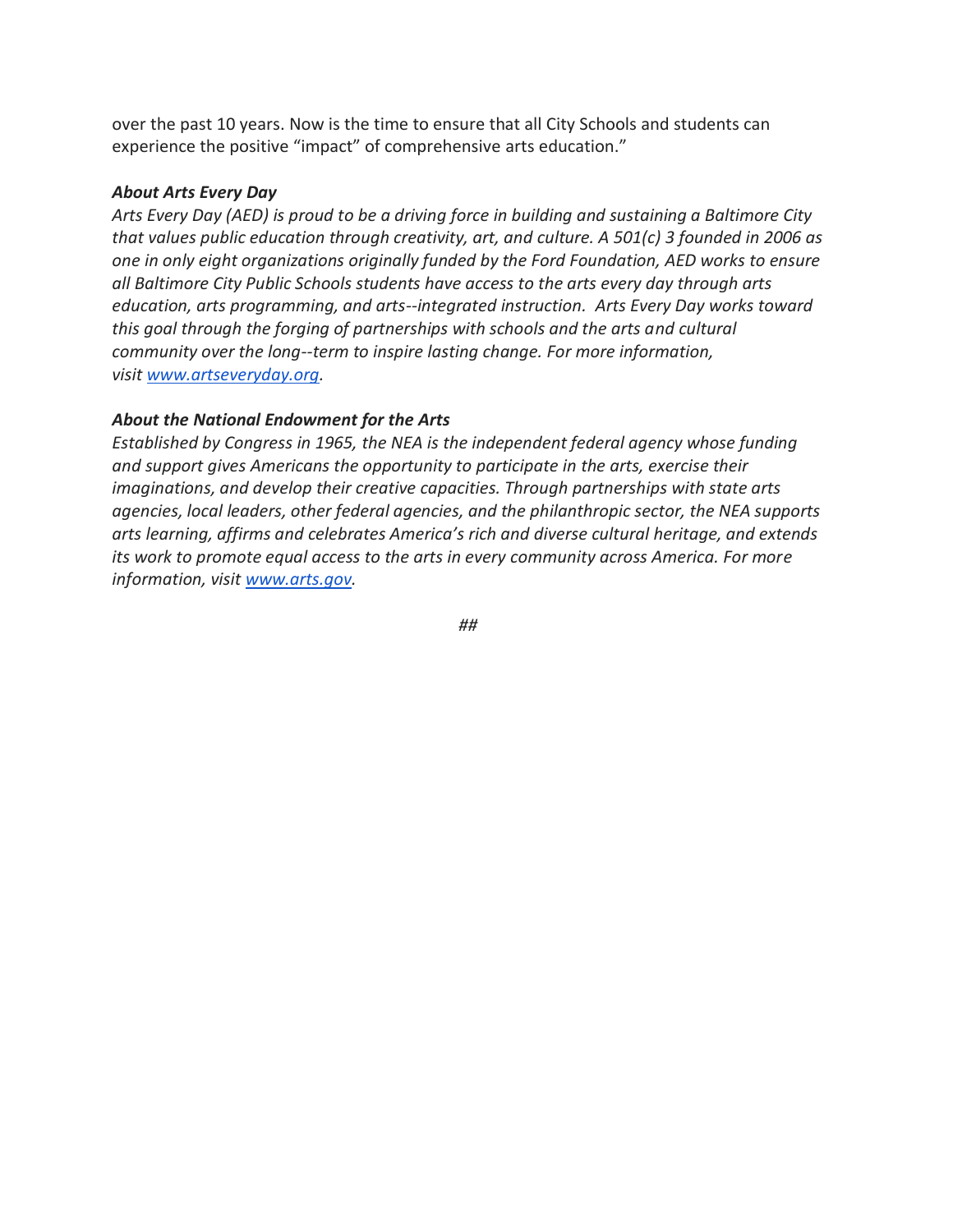over the past 10 years. Now is the time to ensure that all City Schools and students can experience the positive "impact" of comprehensive arts education."

***About Arts Every Day***

*Arts Every Day (AED) is proud to be a driving force in building and sustaining a Baltimore City that values public education through creativity, art, and culture. A 501(c) 3 founded in 2006 as one in only eight organizations originally funded by the Ford Foundation, AED works to ensure all Baltimore City Public Schools students have access to the arts every day through arts education, arts programming, and arts--integrated instruction. Arts Every Day works toward this goal through the forging of partnerships with schools and the arts and cultural community over the long--term to inspire lasting change. For more information, visit [www.artseveryday.org](http://www.artseveryday.org).*

***About the National Endowment for the Arts***

*Established by Congress in 1965, the NEA is the independent federal agency whose funding and support gives Americans the opportunity to participate in the arts, exercise their imaginations, and develop their creative capacities. Through partnerships with state arts agencies, local leaders, other federal agencies, and the philanthropic sector, the NEA supports arts learning, affirms and celebrates America's rich and diverse cultural heritage, and extends its work to promote equal access to the arts in every community across America. For more information, visit [www.arts.gov](http://www.arts.gov).*

*##*